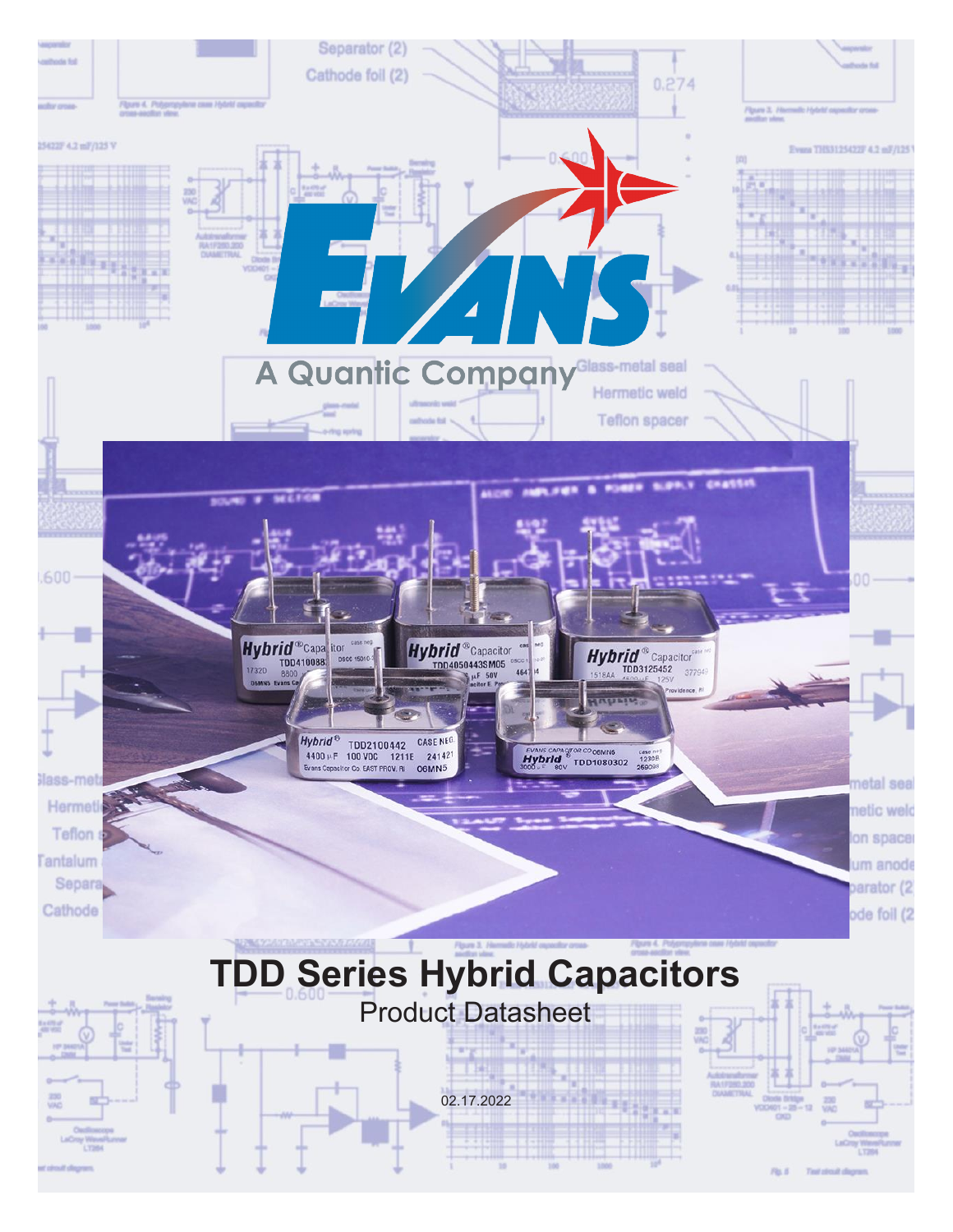EVANS

A Quantic Company

# TDD Series Hybrid Capacitors

Product Datasheet

02.17.2022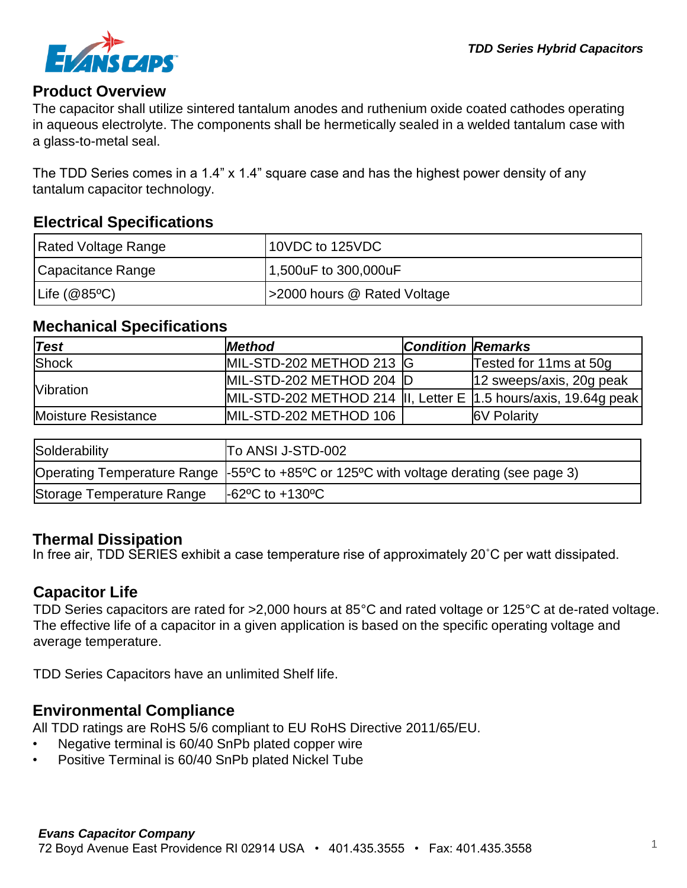## Product Overview

The capacitor shall utilize sintered tantalum anodes and ruthenium oxide coated cathodes operating in aqueous electrolyte. The components shall be hermetically sealed in a welded tantalum case with a glass-to-metal seal.

The TDD Series comes in a 1.4" x 1.4" square case and has the highest power density of any tantalum capacitor technology.

## Electrical Specifications

| Rated Voltage Range | 10VDC to 125VDC |
|---|---|
| Capacitance Range | 1,500uF to 300,000uF |
| Life (@85ºC) | >2000 hours @ Rated Voltage |

## Mechanical Specifications

| *Test* | *Method* | *Condition* | *Remarks* |
|---|---|---|---|
| Shock | MIL-STD-202 METHOD 213 | G | Tested for 11ms at 50g |
| Vibration | MIL-STD-202 METHOD 204 | D | 12 sweeps/axis, 20g peak |
| | MIL-STD-202 METHOD 214 | II, Letter E | 1.5 hours/axis, 19.64g peak |
| Moisture Resistance | MIL-STD-202 METHOD 106 | | 6V Polarity |

| Solderability | To ANSI J-STD-002 |
|---|---|
| Operating Temperature Range | -55ºC to +85ºC or 125ºC with voltage derating (see page 3) |
| Storage Temperature Range | -62ºC to +130ºC |

## Thermal Dissipation

In free air, TDD SERIES exhibit a case temperature rise of approximately 20˚C per watt dissipated.

## Capacitor Life

TDD Series capacitors are rated for >2,000 hours at 85°C and rated voltage or 125°C at de-rated voltage. The effective life of a capacitor in a given application is based on the specific operating voltage and average temperature.

TDD Series Capacitors have an unlimited Shelf life.

## Environmental Compliance

All TDD ratings are RoHS 5/6 compliant to EU RoHS Directive 2011/65/EU.

- Negative terminal is 60/40 SnPb plated copper wire
- Positive Terminal is 60/40 SnPb plated Nickel Tube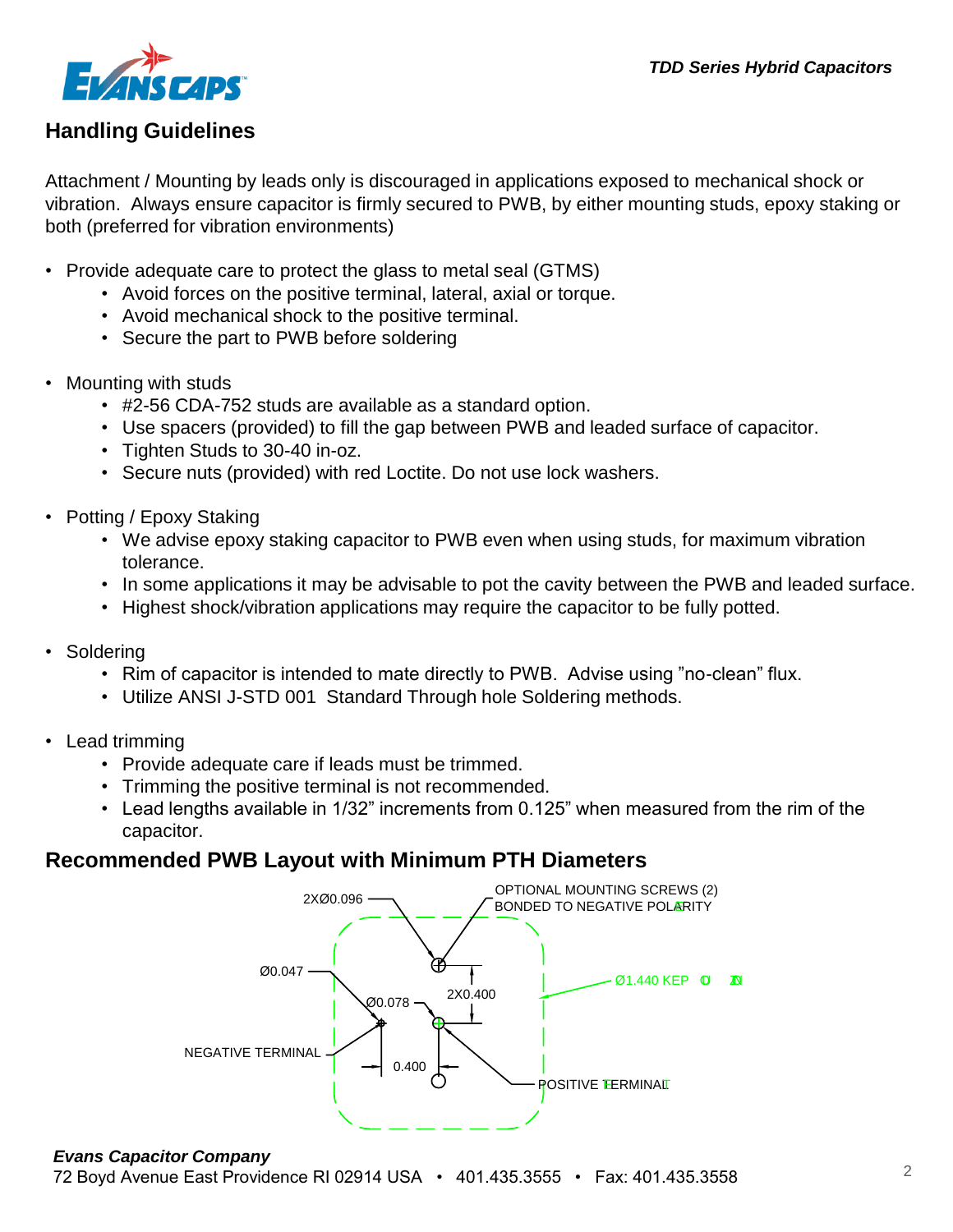## Handling Guidelines

Attachment / Mounting by leads only is discouraged in applications exposed to mechanical shock or vibration. Always ensure capacitor is firmly secured to PWB, by either mounting studs, epoxy staking or both (preferred for vibration environments)

- Provide adequate care to protect the glass to metal seal (GTMS)
  - Avoid forces on the positive terminal, lateral, axial or torque.
  - Avoid mechanical shock to the positive terminal.
  - Secure the part to PWB before soldering
- Mounting with studs
  - #2-56 CDA-752 studs are available as a standard option.
  - Use spacers (provided) to fill the gap between PWB and leaded surface of capacitor.
  - Tighten Studs to 30-40 in-oz.
  - Secure nuts (provided) with red Loctite. Do not use lock washers.
- Potting / Epoxy Staking
  - We advise epoxy staking capacitor to PWB even when using studs, for maximum vibration tolerance.
  - In some applications it may be advisable to pot the cavity between the PWB and leaded surface.
  - Highest shock/vibration applications may require the capacitor to be fully potted.
- Soldering
  - Rim of capacitor is intended to mate directly to PWB. Advise using "no-clean" flux.
  - Utilize ANSI J-STD 001 Standard Through hole Soldering methods.
- Lead trimming
  - Provide adequate care if leads must be trimmed.
  - Trimming the positive terminal is not recommended.
  - Lead lengths available in 1/32" increments from 0.125" when measured from the rim of the capacitor.

## Recommended PWB Layout with Minimum PTH Diameters

2XØ0.096

OPTIONAL MOUNTING SCREWS (2) BONDED TO NEGATIVE POLARITY

Ø1.440 KEEP OUT ZONE

Ø0.047

Ø0.078

2X0.400

NEGATIVE TERMINAL

0.400

POSITIVE TERMINAL

***Evans Capacitor Company***

72 Boyd Avenue East Providence RI 02914 USA • 401.435.3555 • Fax: 401.435.3558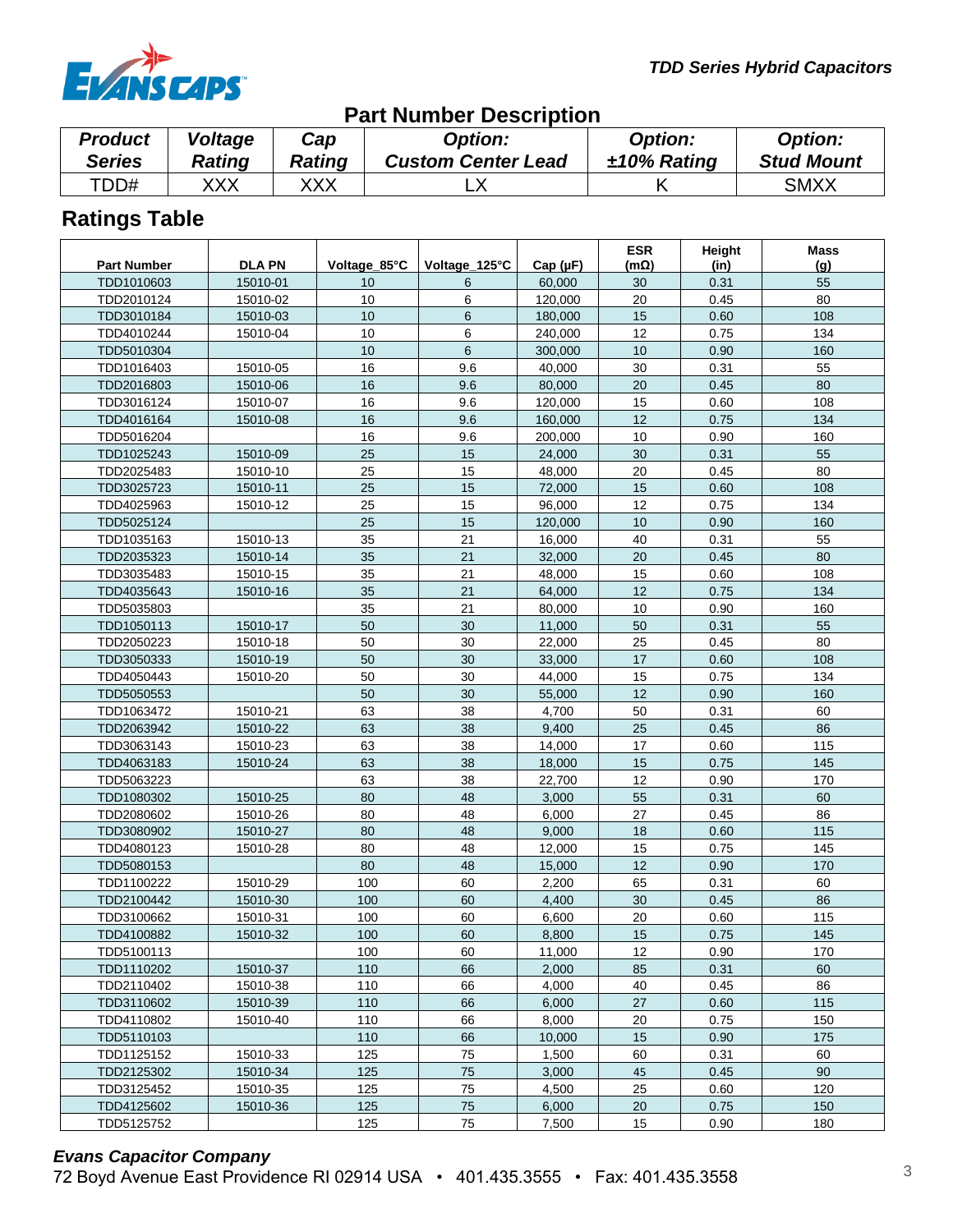## Part Number Description

| *Product Series* | *Voltage Rating* | *Cap Rating* | *Option: Custom Center Lead* | *Option: ±10% Rating* | *Option: Stud Mount* |
|---|---|---|---|---|---|
| TDD# | XXX | XXX | LX | K | SMXX |

## Ratings Table

| Part Number | DLA PN | Voltage_85°C | Voltage_125°C | Cap (µF) | ESR (mΩ) | Height (in) | Mass (g) |
|---|---|---|---|---|---|---|---|
| TDD1010603 | 15010-01 | 10 | 6 | 60,000 | 30 | 0.31 | 55 |
| TDD2010124 | 15010-02 | 10 | 6 | 120,000 | 20 | 0.45 | 80 |
| TDD3010184 | 15010-03 | 10 | 6 | 180,000 | 15 | 0.60 | 108 |
| TDD4010244 | 15010-04 | 10 | 6 | 240,000 | 12 | 0.75 | 134 |
| TDD5010304 | | 10 | 6 | 300,000 | 10 | 0.90 | 160 |
| TDD1016403 | 15010-05 | 16 | 9.6 | 40,000 | 30 | 0.31 | 55 |
| TDD2016803 | 15010-06 | 16 | 9.6 | 80,000 | 20 | 0.45 | 80 |
| TDD3016124 | 15010-07 | 16 | 9.6 | 120,000 | 15 | 0.60 | 108 |
| TDD4016164 | 15010-08 | 16 | 9.6 | 160,000 | 12 | 0.75 | 134 |
| TDD5016204 | | 16 | 9.6 | 200,000 | 10 | 0.90 | 160 |
| TDD1025243 | 15010-09 | 25 | 15 | 24,000 | 30 | 0.31 | 55 |
| TDD2025483 | 15010-10 | 25 | 15 | 48,000 | 20 | 0.45 | 80 |
| TDD3025723 | 15010-11 | 25 | 15 | 72,000 | 15 | 0.60 | 108 |
| TDD4025963 | 15010-12 | 25 | 15 | 96,000 | 12 | 0.75 | 134 |
| TDD5025124 | | 25 | 15 | 120,000 | 10 | 0.90 | 160 |
| TDD1035163 | 15010-13 | 35 | 21 | 16,000 | 40 | 0.31 | 55 |
| TDD2035323 | 15010-14 | 35 | 21 | 32,000 | 20 | 0.45 | 80 |
| TDD3035483 | 15010-15 | 35 | 21 | 48,000 | 15 | 0.60 | 108 |
| TDD4035643 | 15010-16 | 35 | 21 | 64,000 | 12 | 0.75 | 134 |
| TDD5035803 | | 35 | 21 | 80,000 | 10 | 0.90 | 160 |
| TDD1050113 | 15010-17 | 50 | 30 | 11,000 | 50 | 0.31 | 55 |
| TDD2050223 | 15010-18 | 50 | 30 | 22,000 | 25 | 0.45 | 80 |
| TDD3050333 | 15010-19 | 50 | 30 | 33,000 | 17 | 0.60 | 108 |
| TDD4050443 | 15010-20 | 50 | 30 | 44,000 | 15 | 0.75 | 134 |
| TDD5050553 | | 50 | 30 | 55,000 | 12 | 0.90 | 160 |
| TDD1063472 | 15010-21 | 63 | 38 | 4,700 | 50 | 0.31 | 60 |
| TDD2063942 | 15010-22 | 63 | 38 | 9,400 | 25 | 0.45 | 86 |
| TDD3063143 | 15010-23 | 63 | 38 | 14,000 | 17 | 0.60 | 115 |
| TDD4063183 | 15010-24 | 63 | 38 | 18,000 | 15 | 0.75 | 145 |
| TDD5063223 | | 63 | 38 | 22,700 | 12 | 0.90 | 170 |
| TDD1080302 | 15010-25 | 80 | 48 | 3,000 | 55 | 0.31 | 60 |
| TDD2080602 | 15010-26 | 80 | 48 | 6,000 | 27 | 0.45 | 86 |
| TDD3080902 | 15010-27 | 80 | 48 | 9,000 | 18 | 0.60 | 115 |
| TDD4080123 | 15010-28 | 80 | 48 | 12,000 | 15 | 0.75 | 145 |
| TDD5080153 | | 80 | 48 | 15,000 | 12 | 0.90 | 170 |
| TDD1100222 | 15010-29 | 100 | 60 | 2,200 | 65 | 0.31 | 60 |
| TDD2100442 | 15010-30 | 100 | 60 | 4,400 | 30 | 0.45 | 86 |
| TDD3100662 | 15010-31 | 100 | 60 | 6,600 | 20 | 0.60 | 115 |
| TDD4100882 | 15010-32 | 100 | 60 | 8,800 | 15 | 0.75 | 145 |
| TDD5100113 | | 100 | 60 | 11,000 | 12 | 0.90 | 170 |
| TDD1110202 | 15010-37 | 110 | 66 | 2,000 | 85 | 0.31 | 60 |
| TDD2110402 | 15010-38 | 110 | 66 | 4,000 | 40 | 0.45 | 86 |
| TDD3110602 | 15010-39 | 110 | 66 | 6,000 | 27 | 0.60 | 115 |
| TDD4110802 | 15010-40 | 110 | 66 | 8,000 | 20 | 0.75 | 150 |
| TDD5110103 | | 110 | 66 | 10,000 | 15 | 0.90 | 175 |
| TDD1125152 | 15010-33 | 125 | 75 | 1,500 | 60 | 0.31 | 60 |
| TDD2125302 | 15010-34 | 125 | 75 | 3,000 | 45 | 0.45 | 90 |
| TDD3125452 | 15010-35 | 125 | 75 | 4,500 | 25 | 0.60 | 120 |
| TDD4125602 | 15010-36 | 125 | 75 | 6,000 | 20 | 0.75 | 150 |
| TDD5125752 | | 125 | 75 | 7,500 | 15 | 0.90 | 180 |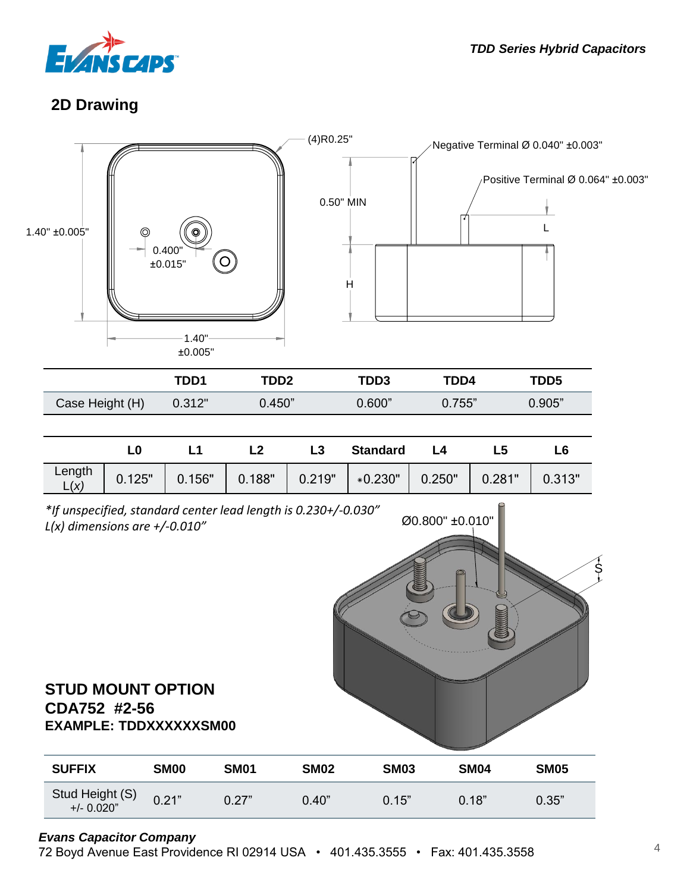## 2D Drawing

(4)R0.25"

Negative Terminal Ø 0.040" ±0.003"

Positive Terminal Ø 0.064" ±0.003"

0.50" MIN

L

1.40" ±0.005"

0.400" ±0.015"

H

1.40" ±0.005"

| | TDD1 | TDD2 | TDD3 | TDD4 | TDD5 |
|---|---|---|---|---|---|
| Case Height (H) | 0.312" | 0.450" | 0.600" | 0.755" | 0.905" |

| | L0 | L1 | L2 | L3 | Standard | L4 | L5 | L6 |
|---|---|---|---|---|---|---|---|---|
| Length L(*x*) | 0.125" | 0.156" | 0.188" | 0.219" | *0.230" | 0.250" | 0.281" | 0.313" |

*\*If unspecified, standard center lead length is 0.230+/-0.030"*
*L(x) dimensions are +/-0.010"*

Ø0.800" ±0.010"

S

**STUD MOUNT OPTION**
**CDA752 #2-56**
**EXAMPLE: TDDXXXXXXSM00**

| SUFFIX | SM00 | SM01 | SM02 | SM03 | SM04 | SM05 |
|---|---|---|---|---|---|---|
| Stud Height (S) +/- 0.020" | 0.21" | 0.27" | 0.40" | 0.15" | 0.18" | 0.35" |

***Evans Capacitor Company***
72 Boyd Avenue East Providence RI 02914 USA • 401.435.3555 • Fax: 401.435.3558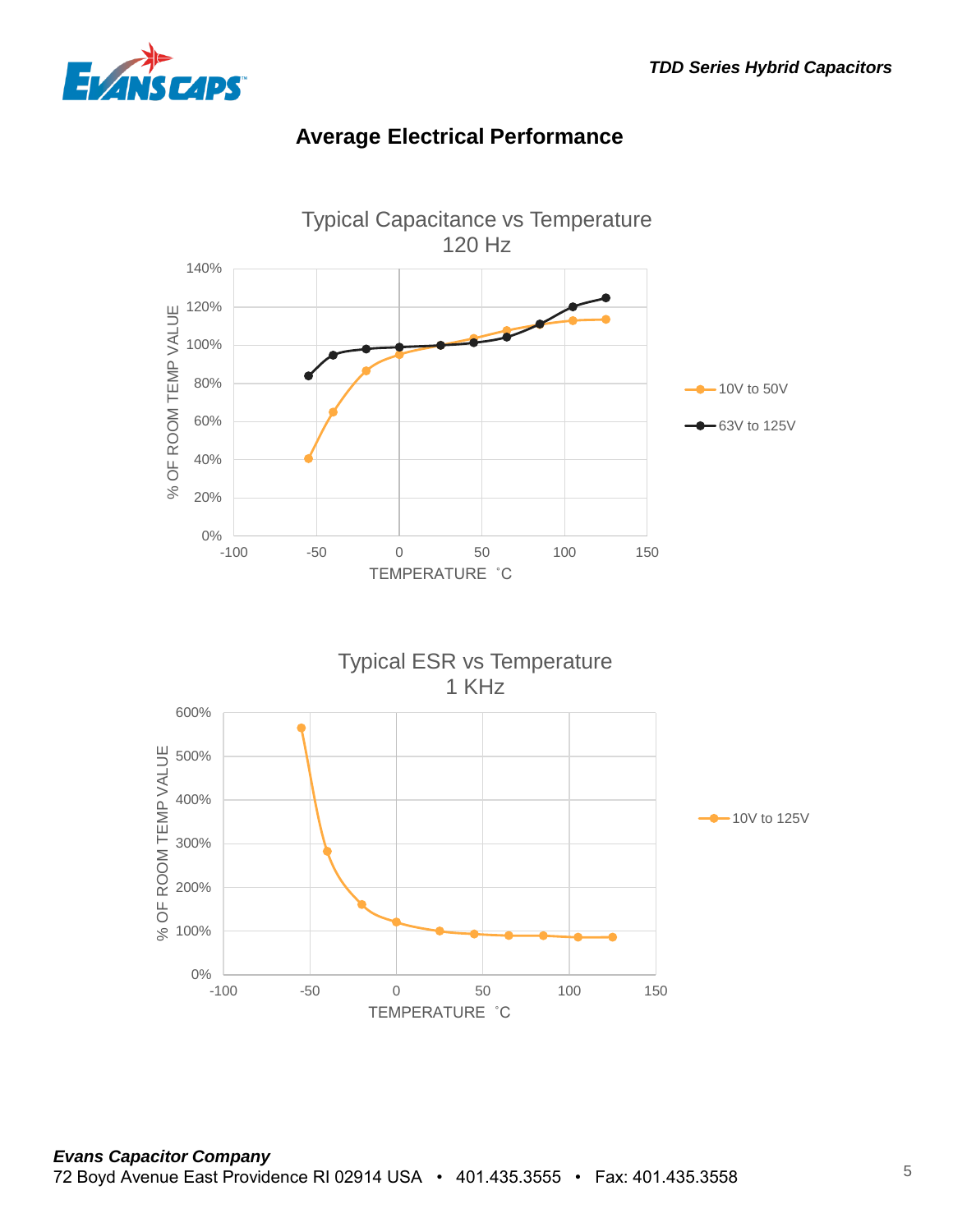## Average Electrical Performance

Typical Capacitance vs Temperature
120 Hz

% OF ROOM TEMP VALUE

TEMPERATURE ˚C

10V to 50V

63V to 125V

Typical ESR vs Temperature
1 KHz

% OF ROOM TEMP VALUE

TEMPERATURE ˚C

10V to 125V

***Evans Capacitor Company***
72 Boyd Avenue East Providence RI 02914 USA • 401.435.3555 • Fax: 401.435.3558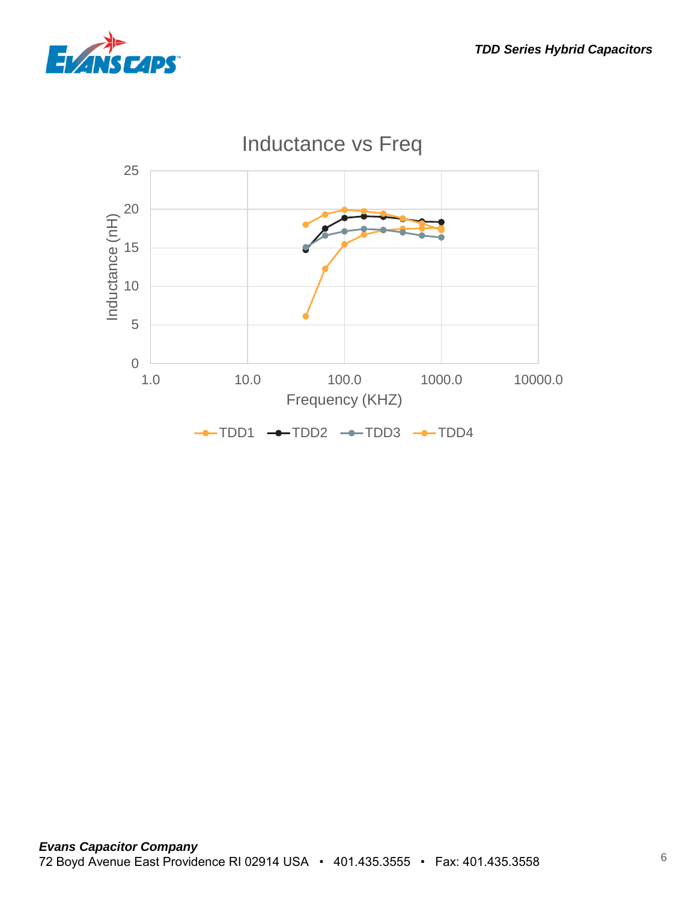Inductance vs Freq

Inductance (nH)

25
20
15
10
5
0

1.0
10.0
100.0
1000.0
10000.0

Frequency (KHZ)

TDD1 TDD2 TDD3 TDD4

***Evans Capacitor Company***
72 Boyd Avenue East Providence RI 02914 USA • 401.435.3555 • Fax: 401.435.3558